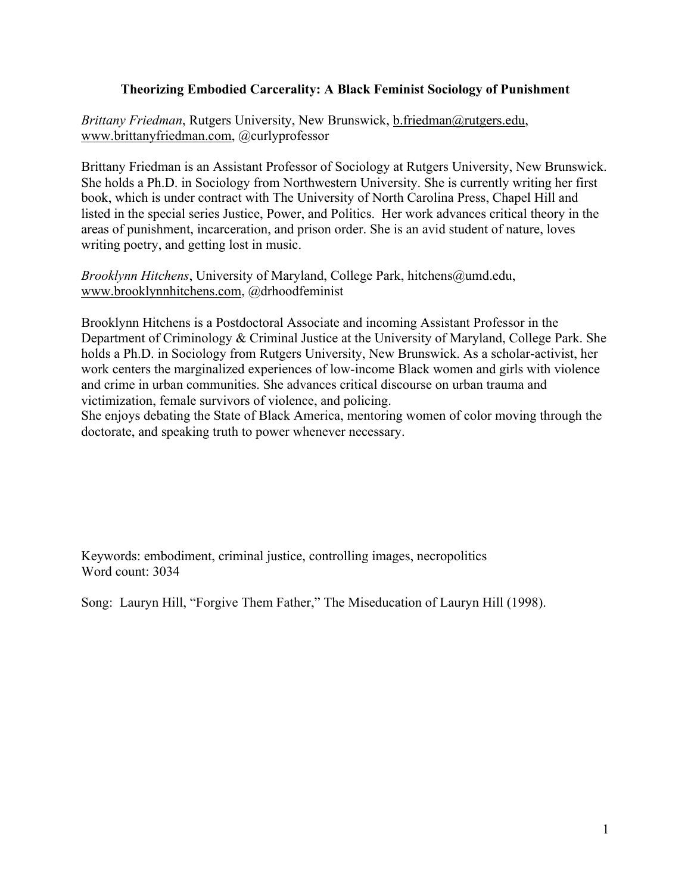# Theorizing Embodied Carcerality: A Black Feminist Sociology of Punishment

*Brittany Friedman*, Rutgers University, New Brunswick, b.friedman@rutgers.edu, www.brittanyfriedman.com, @curlyprofessor

Brittany Friedman is an Assistant Professor of Sociology at Rutgers University, New Brunswick. She holds a Ph.D. in Sociology from Northwestern University. She is currently writing her first book, which is under contract with The University of North Carolina Press, Chapel Hill and listed in the special series Justice, Power, and Politics. Her work advances critical theory in the areas of punishment, incarceration, and prison order. She is an avid student of nature, loves writing poetry, and getting lost in music.

*Brooklynn Hitchens*, University of Maryland, College Park, hitchens@umd.edu, www.brooklynnhitchens.com, @drhoodfeminist

Brooklynn Hitchens is a Postdoctoral Associate and incoming Assistant Professor in the Department of Criminology & Criminal Justice at the University of Maryland, College Park. She holds a Ph.D. in Sociology from Rutgers University, New Brunswick. As a scholar-activist, her work centers the marginalized experiences of low-income Black women and girls with violence and crime in urban communities. She advances critical discourse on urban trauma and victimization, female survivors of violence, and policing.
She enjoys debating the State of Black America, mentoring women of color moving through the doctorate, and speaking truth to power whenever necessary.

Keywords: embodiment, criminal justice, controlling images, necropolitics
Word count: 3034

Song: Lauryn Hill, "Forgive Them Father," The Miseducation of Lauryn Hill (1998).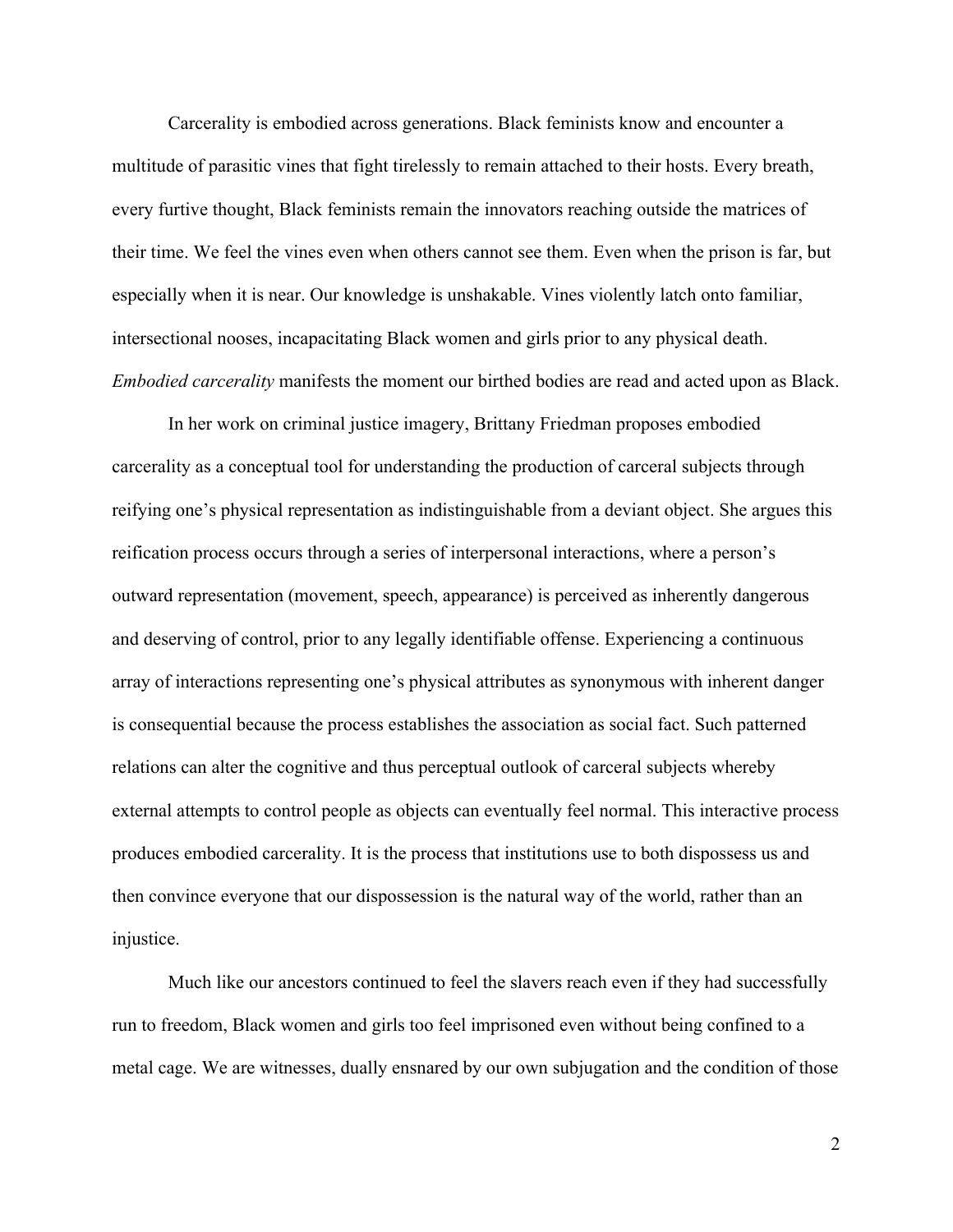Carcerality is embodied across generations. Black feminists know and encounter a multitude of parasitic vines that fight tirelessly to remain attached to their hosts. Every breath, every furtive thought, Black feminists remain the innovators reaching outside the matrices of their time. We feel the vines even when others cannot see them. Even when the prison is far, but especially when it is near. Our knowledge is unshakable. Vines violently latch onto familiar, intersectional nooses, incapacitating Black women and girls prior to any physical death. *Embodied carcerality* manifests the moment our birthed bodies are read and acted upon as Black.

In her work on criminal justice imagery, Brittany Friedman proposes embodied carcerality as a conceptual tool for understanding the production of carceral subjects through reifying one's physical representation as indistinguishable from a deviant object. She argues this reification process occurs through a series of interpersonal interactions, where a person's outward representation (movement, speech, appearance) is perceived as inherently dangerous and deserving of control, prior to any legally identifiable offense. Experiencing a continuous array of interactions representing one's physical attributes as synonymous with inherent danger is consequential because the process establishes the association as social fact. Such patterned relations can alter the cognitive and thus perceptual outlook of carceral subjects whereby external attempts to control people as objects can eventually feel normal. This interactive process produces embodied carcerality. It is the process that institutions use to both dispossess us and then convince everyone that our dispossession is the natural way of the world, rather than an injustice.

Much like our ancestors continued to feel the slavers reach even if they had successfully run to freedom, Black women and girls too feel imprisoned even without being confined to a metal cage. We are witnesses, dually ensnared by our own subjugation and the condition of those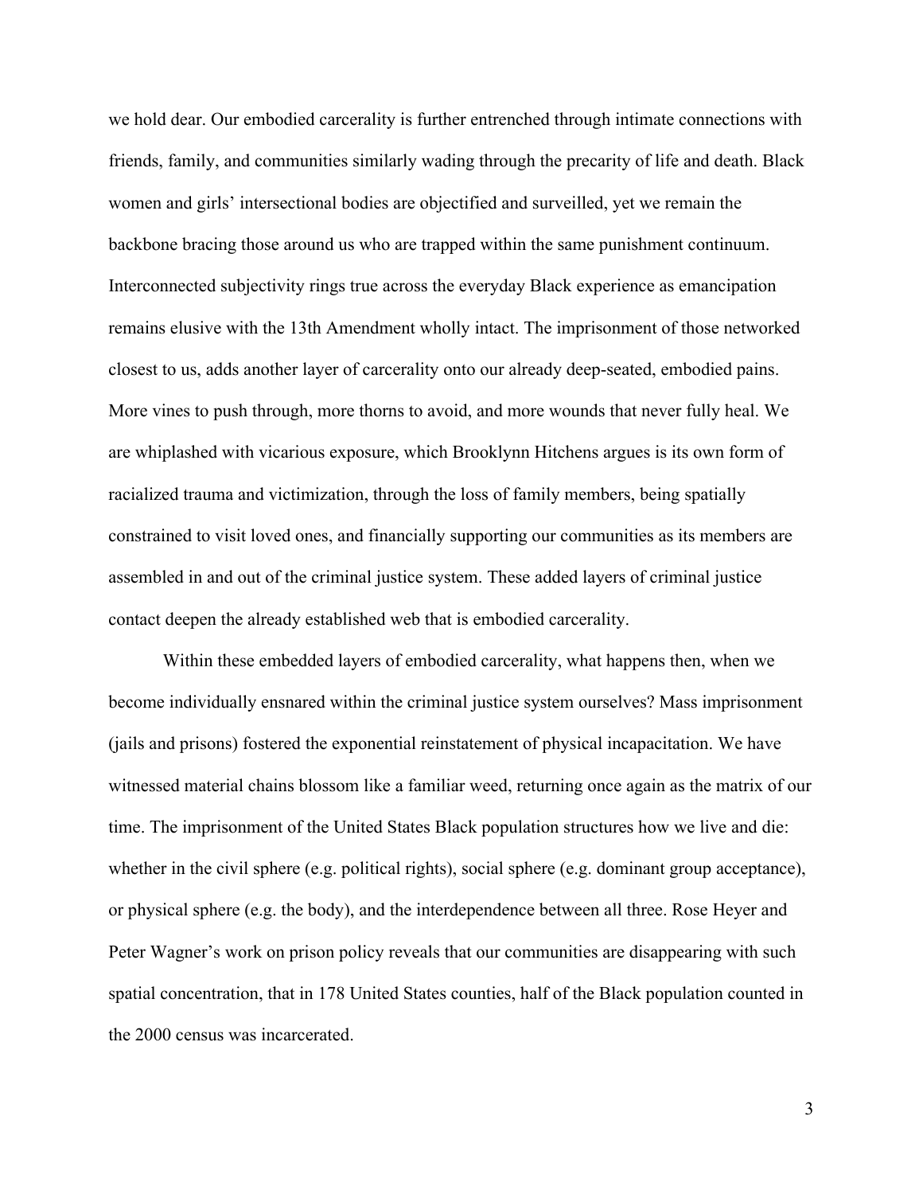we hold dear. Our embodied carcerality is further entrenched through intimate connections with friends, family, and communities similarly wading through the precarity of life and death. Black women and girls' intersectional bodies are objectified and surveilled, yet we remain the backbone bracing those around us who are trapped within the same punishment continuum. Interconnected subjectivity rings true across the everyday Black experience as emancipation remains elusive with the 13th Amendment wholly intact. The imprisonment of those networked closest to us, adds another layer of carcerality onto our already deep-seated, embodied pains. More vines to push through, more thorns to avoid, and more wounds that never fully heal. We are whiplashed with vicarious exposure, which Brooklynn Hitchens argues is its own form of racialized trauma and victimization, through the loss of family members, being spatially constrained to visit loved ones, and financially supporting our communities as its members are assembled in and out of the criminal justice system. These added layers of criminal justice contact deepen the already established web that is embodied carcerality.

Within these embedded layers of embodied carcerality, what happens then, when we become individually ensnared within the criminal justice system ourselves? Mass imprisonment (jails and prisons) fostered the exponential reinstatement of physical incapacitation. We have witnessed material chains blossom like a familiar weed, returning once again as the matrix of our time. The imprisonment of the United States Black population structures how we live and die: whether in the civil sphere (e.g. political rights), social sphere (e.g. dominant group acceptance), or physical sphere (e.g. the body), and the interdependence between all three. Rose Heyer and Peter Wagner's work on prison policy reveals that our communities are disappearing with such spatial concentration, that in 178 United States counties, half of the Black population counted in the 2000 census was incarcerated.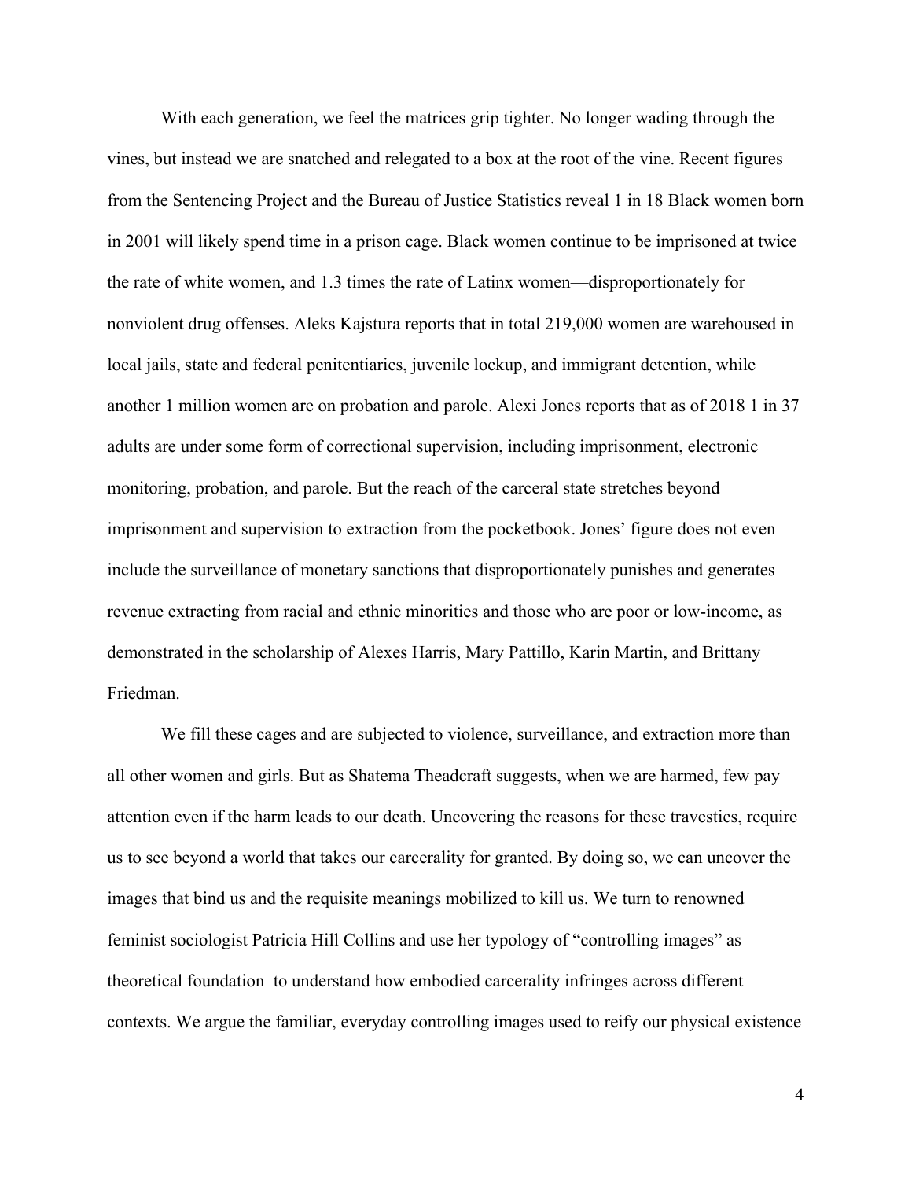With each generation, we feel the matrices grip tighter. No longer wading through the vines, but instead we are snatched and relegated to a box at the root of the vine. Recent figures from the Sentencing Project and the Bureau of Justice Statistics reveal 1 in 18 Black women born in 2001 will likely spend time in a prison cage. Black women continue to be imprisoned at twice the rate of white women, and 1.3 times the rate of Latinx women—disproportionately for nonviolent drug offenses. Aleks Kajstura reports that in total 219,000 women are warehoused in local jails, state and federal penitentiaries, juvenile lockup, and immigrant detention, while another 1 million women are on probation and parole. Alexi Jones reports that as of 2018 1 in 37 adults are under some form of correctional supervision, including imprisonment, electronic monitoring, probation, and parole. But the reach of the carceral state stretches beyond imprisonment and supervision to extraction from the pocketbook. Jones' figure does not even include the surveillance of monetary sanctions that disproportionately punishes and generates revenue extracting from racial and ethnic minorities and those who are poor or low-income, as demonstrated in the scholarship of Alexes Harris, Mary Pattillo, Karin Martin, and Brittany Friedman.

We fill these cages and are subjected to violence, surveillance, and extraction more than all other women and girls. But as Shatema Theadcraft suggests, when we are harmed, few pay attention even if the harm leads to our death. Uncovering the reasons for these travesties, require us to see beyond a world that takes our carcerality for granted. By doing so, we can uncover the images that bind us and the requisite meanings mobilized to kill us. We turn to renowned feminist sociologist Patricia Hill Collins and use her typology of "controlling images" as theoretical foundation to understand how embodied carcerality infringes across different contexts. We argue the familiar, everyday controlling images used to reify our physical existence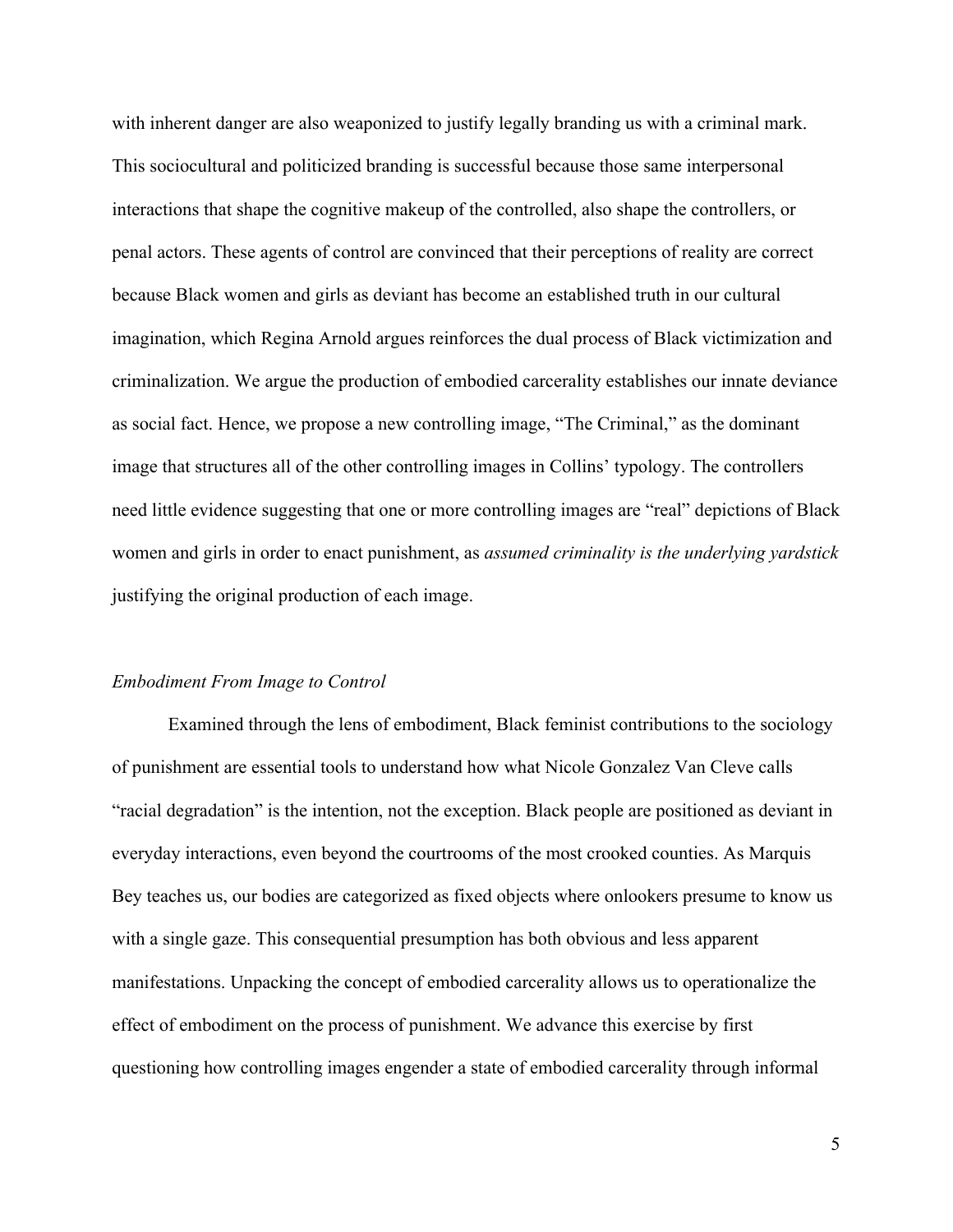with inherent danger are also weaponized to justify legally branding us with a criminal mark. This sociocultural and politicized branding is successful because those same interpersonal interactions that shape the cognitive makeup of the controlled, also shape the controllers, or penal actors. These agents of control are convinced that their perceptions of reality are correct because Black women and girls as deviant has become an established truth in our cultural imagination, which Regina Arnold argues reinforces the dual process of Black victimization and criminalization. We argue the production of embodied carcerality establishes our innate deviance as social fact. Hence, we propose a new controlling image, "The Criminal," as the dominant image that structures all of the other controlling images in Collins' typology. The controllers need little evidence suggesting that one or more controlling images are "real" depictions of Black women and girls in order to enact punishment, as *assumed criminality is the underlying yardstick* justifying the original production of each image.

### *Embodiment From Image to Control*

Examined through the lens of embodiment, Black feminist contributions to the sociology of punishment are essential tools to understand how what Nicole Gonzalez Van Cleve calls "racial degradation" is the intention, not the exception. Black people are positioned as deviant in everyday interactions, even beyond the courtrooms of the most crooked counties. As Marquis Bey teaches us, our bodies are categorized as fixed objects where onlookers presume to know us with a single gaze. This consequential presumption has both obvious and less apparent manifestations. Unpacking the concept of embodied carcerality allows us to operationalize the effect of embodiment on the process of punishment. We advance this exercise by first questioning how controlling images engender a state of embodied carcerality through informal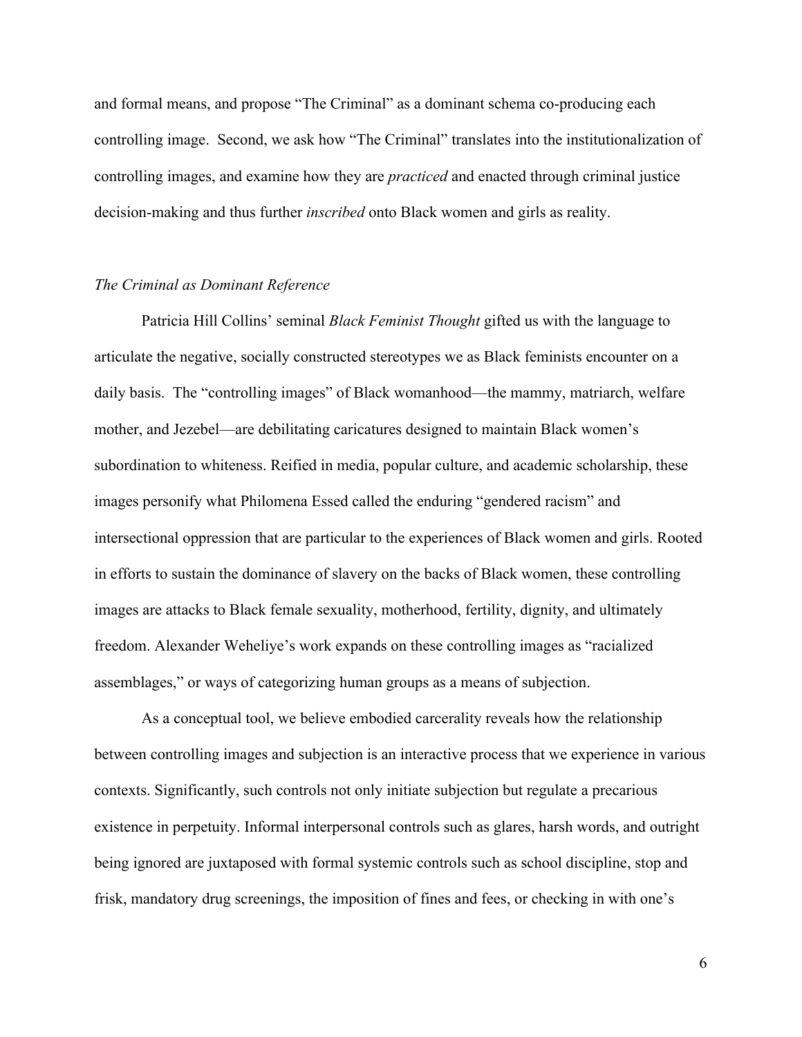and formal means, and propose "The Criminal" as a dominant schema co-producing each controlling image. Second, we ask how "The Criminal" translates into the institutionalization of controlling images, and examine how they are *practiced* and enacted through criminal justice decision-making and thus further *inscribed* onto Black women and girls as reality.

### *The Criminal as Dominant Reference*

Patricia Hill Collins' seminal *Black Feminist Thought* gifted us with the language to articulate the negative, socially constructed stereotypes we as Black feminists encounter on a daily basis. The "controlling images" of Black womanhood—the mammy, matriarch, welfare mother, and Jezebel—are debilitating caricatures designed to maintain Black women's subordination to whiteness. Reified in media, popular culture, and academic scholarship, these images personify what Philomena Essed called the enduring "gendered racism" and intersectional oppression that are particular to the experiences of Black women and girls. Rooted in efforts to sustain the dominance of slavery on the backs of Black women, these controlling images are attacks to Black female sexuality, motherhood, fertility, dignity, and ultimately freedom. Alexander Weheliye's work expands on these controlling images as "racialized assemblages," or ways of categorizing human groups as a means of subjection.

As a conceptual tool, we believe embodied carcerality reveals how the relationship between controlling images and subjection is an interactive process that we experience in various contexts. Significantly, such controls not only initiate subjection but regulate a precarious existence in perpetuity. Informal interpersonal controls such as glares, harsh words, and outright being ignored are juxtaposed with formal systemic controls such as school discipline, stop and frisk, mandatory drug screenings, the imposition of fines and fees, or checking in with one's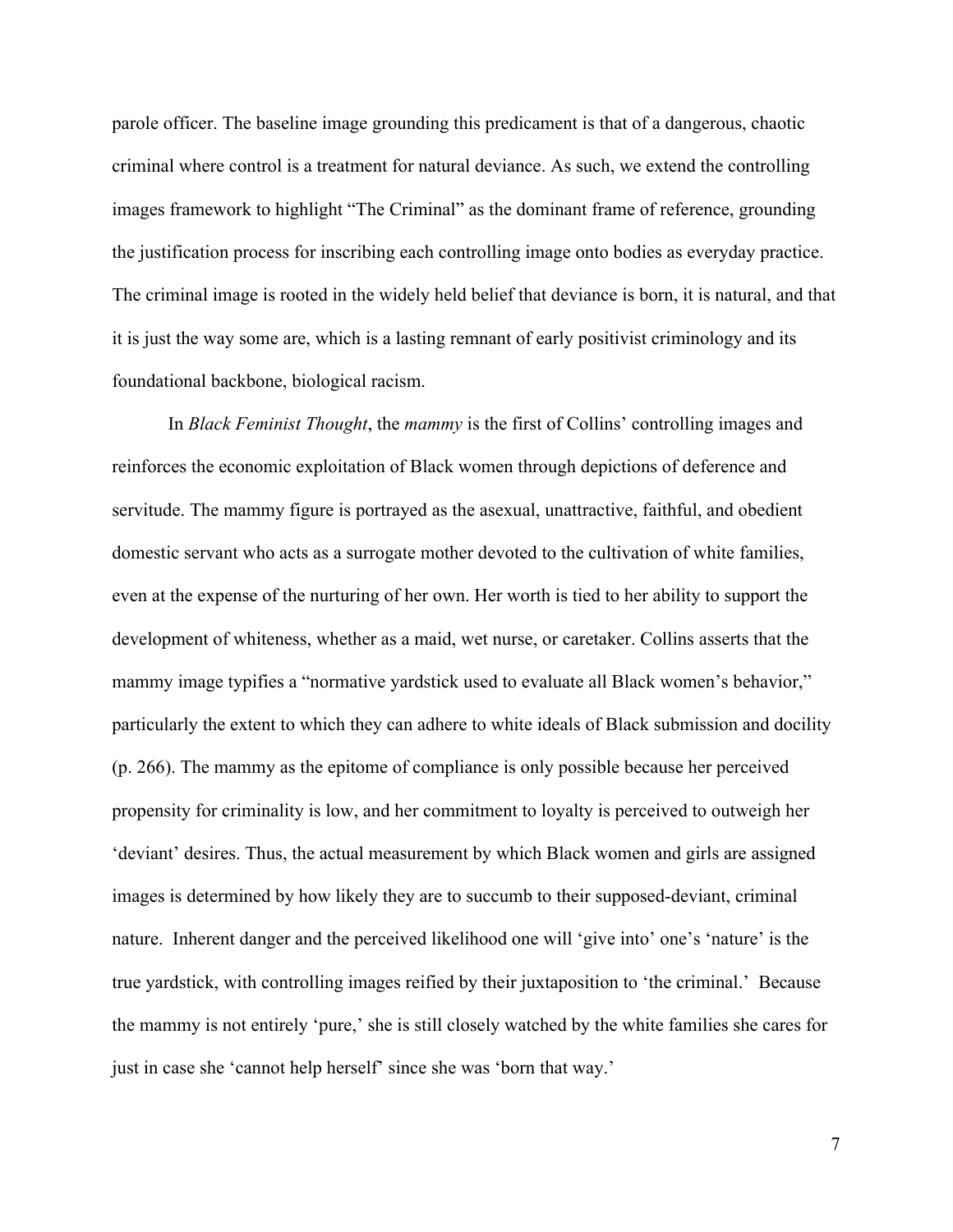parole officer. The baseline image grounding this predicament is that of a dangerous, chaotic criminal where control is a treatment for natural deviance. As such, we extend the controlling images framework to highlight "The Criminal" as the dominant frame of reference, grounding the justification process for inscribing each controlling image onto bodies as everyday practice. The criminal image is rooted in the widely held belief that deviance is born, it is natural, and that it is just the way some are, which is a lasting remnant of early positivist criminology and its foundational backbone, biological racism.

In *Black Feminist Thought*, the *mammy* is the first of Collins' controlling images and reinforces the economic exploitation of Black women through depictions of deference and servitude. The mammy figure is portrayed as the asexual, unattractive, faithful, and obedient domestic servant who acts as a surrogate mother devoted to the cultivation of white families, even at the expense of the nurturing of her own. Her worth is tied to her ability to support the development of whiteness, whether as a maid, wet nurse, or caretaker. Collins asserts that the mammy image typifies a "normative yardstick used to evaluate all Black women's behavior," particularly the extent to which they can adhere to white ideals of Black submission and docility (p. 266). The mammy as the epitome of compliance is only possible because her perceived propensity for criminality is low, and her commitment to loyalty is perceived to outweigh her 'deviant' desires. Thus, the actual measurement by which Black women and girls are assigned images is determined by how likely they are to succumb to their supposed-deviant, criminal nature. Inherent danger and the perceived likelihood one will 'give into' one's 'nature' is the true yardstick, with controlling images reified by their juxtaposition to 'the criminal.' Because the mammy is not entirely 'pure,' she is still closely watched by the white families she cares for just in case she 'cannot help herself' since she was 'born that way.'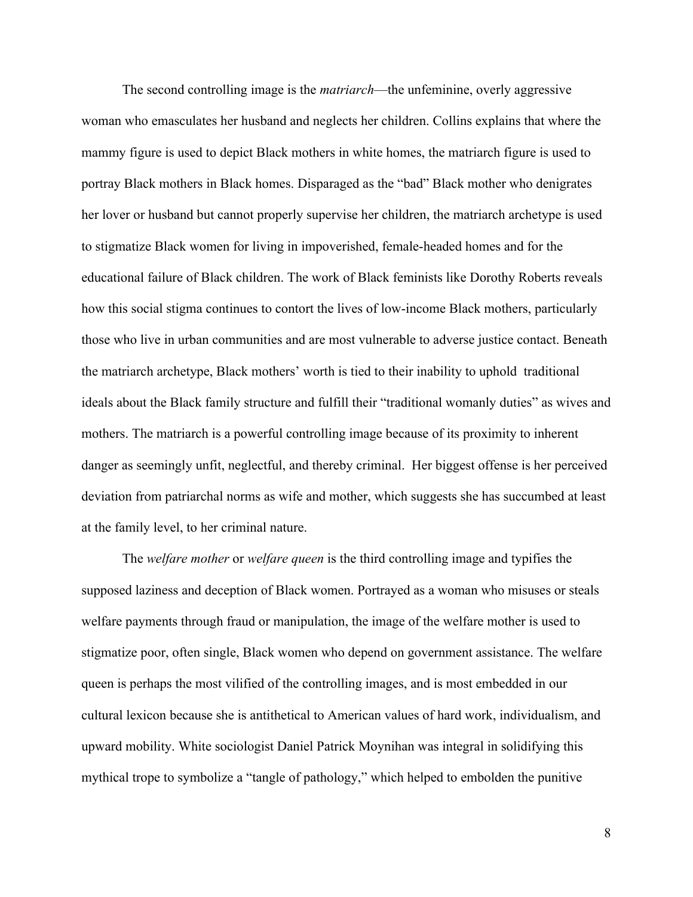The second controlling image is the *matriarch*—the unfeminine, overly aggressive woman who emasculates her husband and neglects her children. Collins explains that where the mammy figure is used to depict Black mothers in white homes, the matriarch figure is used to portray Black mothers in Black homes. Disparaged as the "bad" Black mother who denigrates her lover or husband but cannot properly supervise her children, the matriarch archetype is used to stigmatize Black women for living in impoverished, female-headed homes and for the educational failure of Black children. The work of Black feminists like Dorothy Roberts reveals how this social stigma continues to contort the lives of low-income Black mothers, particularly those who live in urban communities and are most vulnerable to adverse justice contact. Beneath the matriarch archetype, Black mothers' worth is tied to their inability to uphold traditional ideals about the Black family structure and fulfill their "traditional womanly duties" as wives and mothers. The matriarch is a powerful controlling image because of its proximity to inherent danger as seemingly unfit, neglectful, and thereby criminal. Her biggest offense is her perceived deviation from patriarchal norms as wife and mother, which suggests she has succumbed at least at the family level, to her criminal nature.

The *welfare mother* or *welfare queen* is the third controlling image and typifies the supposed laziness and deception of Black women. Portrayed as a woman who misuses or steals welfare payments through fraud or manipulation, the image of the welfare mother is used to stigmatize poor, often single, Black women who depend on government assistance. The welfare queen is perhaps the most vilified of the controlling images, and is most embedded in our cultural lexicon because she is antithetical to American values of hard work, individualism, and upward mobility. White sociologist Daniel Patrick Moynihan was integral in solidifying this mythical trope to symbolize a "tangle of pathology," which helped to embolden the punitive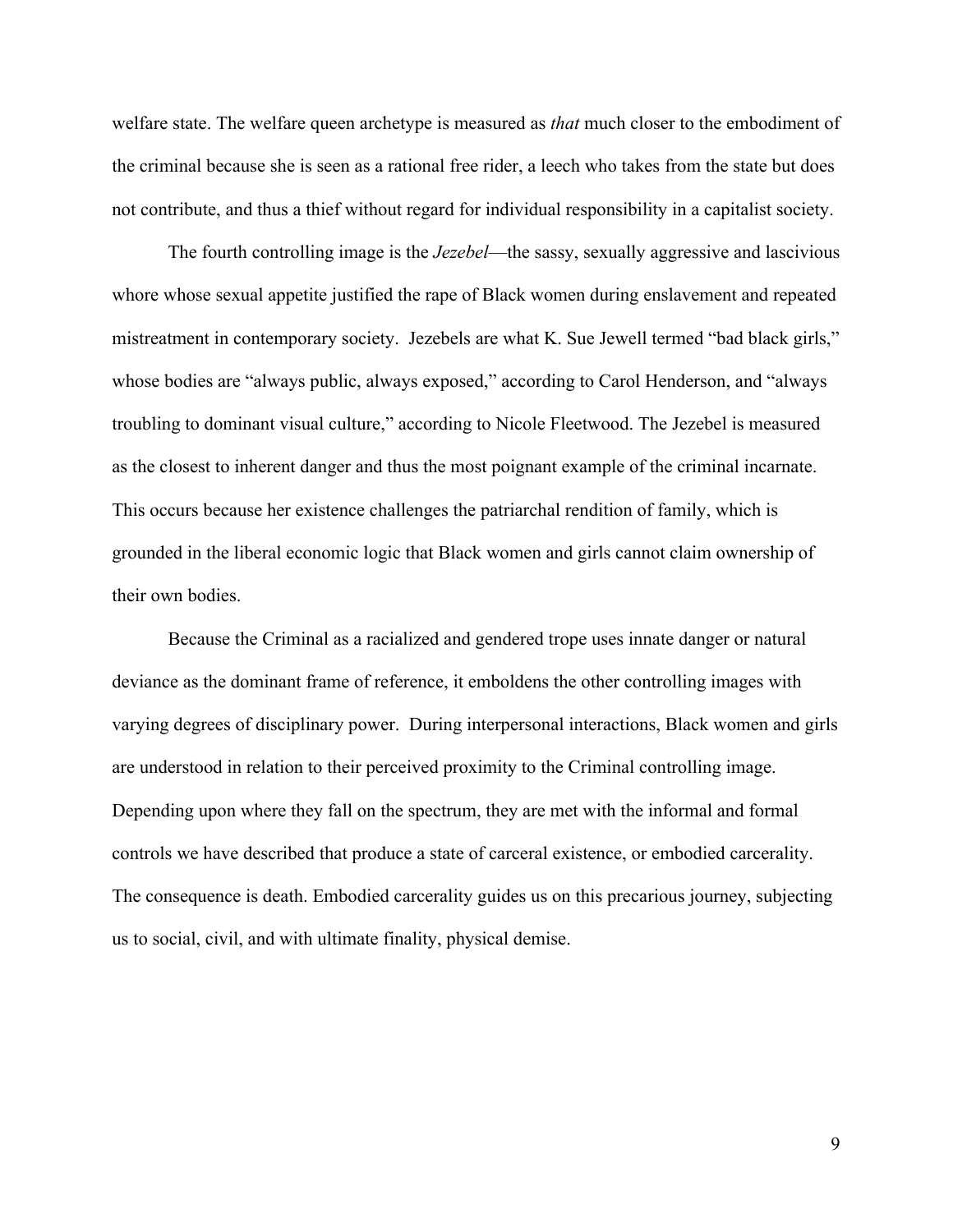welfare state. The welfare queen archetype is measured as *that* much closer to the embodiment of the criminal because she is seen as a rational free rider, a leech who takes from the state but does not contribute, and thus a thief without regard for individual responsibility in a capitalist society.

The fourth controlling image is the *Jezebel*—the sassy, sexually aggressive and lascivious whore whose sexual appetite justified the rape of Black women during enslavement and repeated mistreatment in contemporary society. Jezebels are what K. Sue Jewell termed "bad black girls," whose bodies are "always public, always exposed," according to Carol Henderson, and "always troubling to dominant visual culture," according to Nicole Fleetwood. The Jezebel is measured as the closest to inherent danger and thus the most poignant example of the criminal incarnate. This occurs because her existence challenges the patriarchal rendition of family, which is grounded in the liberal economic logic that Black women and girls cannot claim ownership of their own bodies.

Because the Criminal as a racialized and gendered trope uses innate danger or natural deviance as the dominant frame of reference, it emboldens the other controlling images with varying degrees of disciplinary power. During interpersonal interactions, Black women and girls are understood in relation to their perceived proximity to the Criminal controlling image. Depending upon where they fall on the spectrum, they are met with the informal and formal controls we have described that produce a state of carceral existence, or embodied carcerality. The consequence is death. Embodied carcerality guides us on this precarious journey, subjecting us to social, civil, and with ultimate finality, physical demise.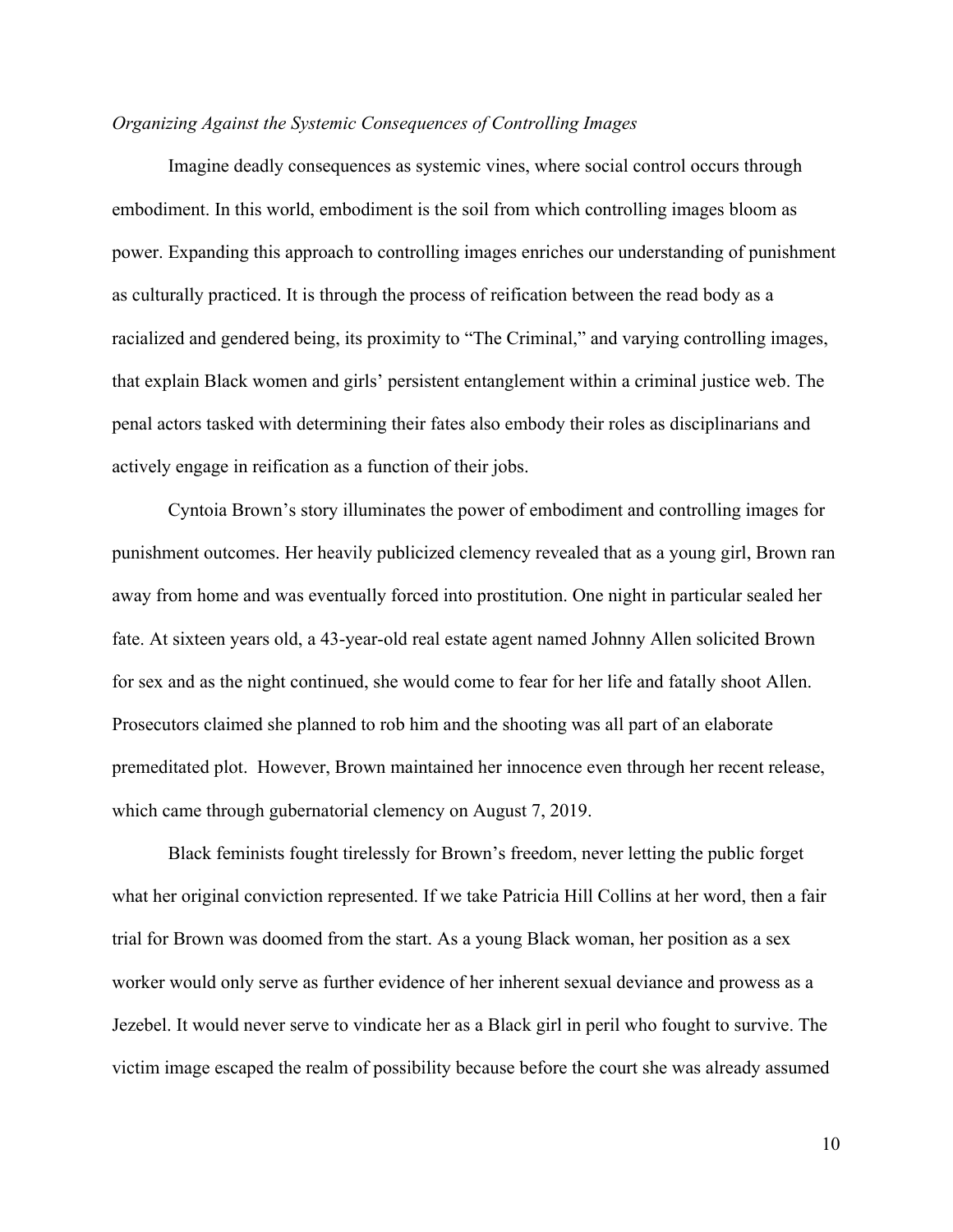*Organizing Against the Systemic Consequences of Controlling Images*

Imagine deadly consequences as systemic vines, where social control occurs through embodiment. In this world, embodiment is the soil from which controlling images bloom as power. Expanding this approach to controlling images enriches our understanding of punishment as culturally practiced. It is through the process of reification between the read body as a racialized and gendered being, its proximity to "The Criminal," and varying controlling images, that explain Black women and girls' persistent entanglement within a criminal justice web. The penal actors tasked with determining their fates also embody their roles as disciplinarians and actively engage in reification as a function of their jobs.

Cyntoia Brown's story illuminates the power of embodiment and controlling images for punishment outcomes. Her heavily publicized clemency revealed that as a young girl, Brown ran away from home and was eventually forced into prostitution. One night in particular sealed her fate. At sixteen years old, a 43-year-old real estate agent named Johnny Allen solicited Brown for sex and as the night continued, she would come to fear for her life and fatally shoot Allen. Prosecutors claimed she planned to rob him and the shooting was all part of an elaborate premeditated plot. However, Brown maintained her innocence even through her recent release, which came through gubernatorial clemency on August 7, 2019.

Black feminists fought tirelessly for Brown's freedom, never letting the public forget what her original conviction represented. If we take Patricia Hill Collins at her word, then a fair trial for Brown was doomed from the start. As a young Black woman, her position as a sex worker would only serve as further evidence of her inherent sexual deviance and prowess as a Jezebel. It would never serve to vindicate her as a Black girl in peril who fought to survive. The victim image escaped the realm of possibility because before the court she was already assumed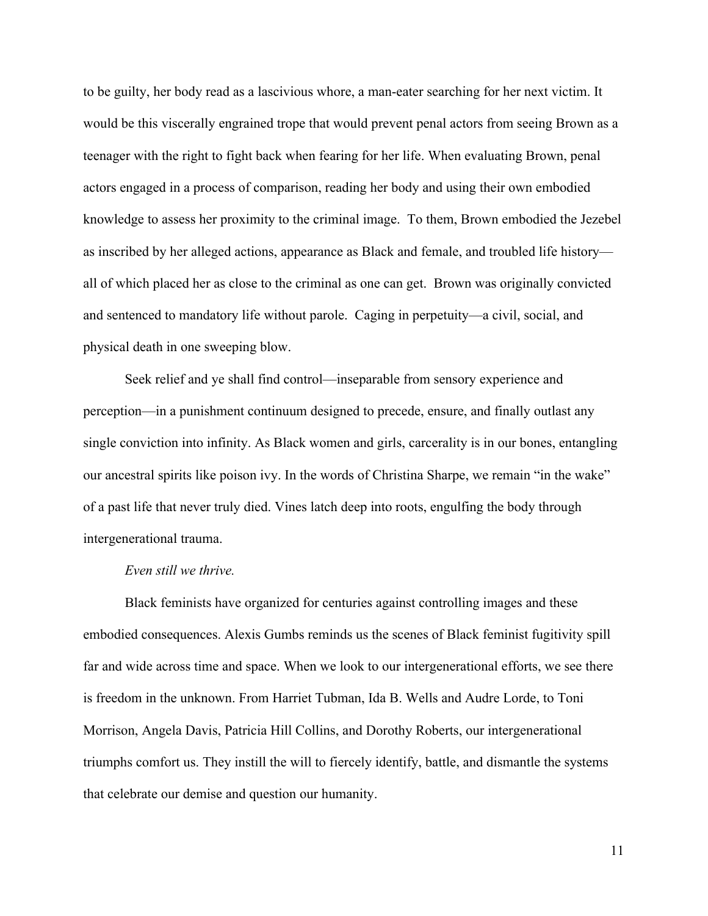to be guilty, her body read as a lascivious whore, a man-eater searching for her next victim. It would be this viscerally engrained trope that would prevent penal actors from seeing Brown as a teenager with the right to fight back when fearing for her life. When evaluating Brown, penal actors engaged in a process of comparison, reading her body and using their own embodied knowledge to assess her proximity to the criminal image. To them, Brown embodied the Jezebel as inscribed by her alleged actions, appearance as Black and female, and troubled life history—all of which placed her as close to the criminal as one can get. Brown was originally convicted and sentenced to mandatory life without parole. Caging in perpetuity—a civil, social, and physical death in one sweeping blow.

Seek relief and ye shall find control—inseparable from sensory experience and perception—in a punishment continuum designed to precede, ensure, and finally outlast any single conviction into infinity. As Black women and girls, carcerality is in our bones, entangling our ancestral spirits like poison ivy. In the words of Christina Sharpe, we remain "in the wake" of a past life that never truly died. Vines latch deep into roots, engulfing the body through intergenerational trauma.

*Even still we thrive.*

Black feminists have organized for centuries against controlling images and these embodied consequences. Alexis Gumbs reminds us the scenes of Black feminist fugitivity spill far and wide across time and space. When we look to our intergenerational efforts, we see there is freedom in the unknown. From Harriet Tubman, Ida B. Wells and Audre Lorde, to Toni Morrison, Angela Davis, Patricia Hill Collins, and Dorothy Roberts, our intergenerational triumphs comfort us. They instill the will to fiercely identify, battle, and dismantle the systems that celebrate our demise and question our humanity.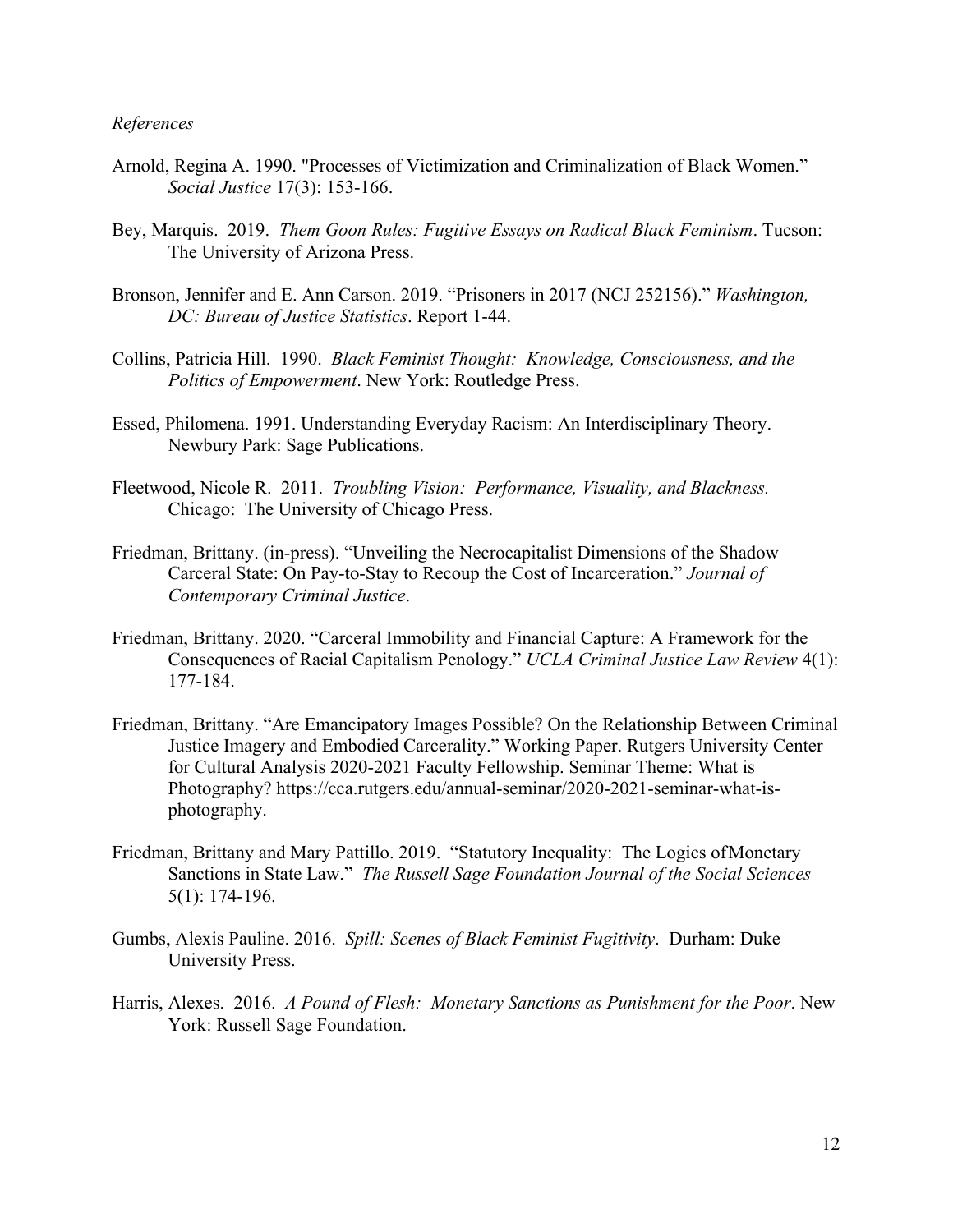*References*

Arnold, Regina A. 1990. "Processes of Victimization and Criminalization of Black Women." *Social Justice* 17(3): 153-166.

Bey, Marquis. 2019. *Them Goon Rules: Fugitive Essays on Radical Black Feminism*. Tucson: The University of Arizona Press.

Bronson, Jennifer and E. Ann Carson. 2019. "Prisoners in 2017 (NCJ 252156)." *Washington, DC: Bureau of Justice Statistics*. Report 1-44.

Collins, Patricia Hill. 1990. *Black Feminist Thought: Knowledge, Consciousness, and the Politics of Empowerment*. New York: Routledge Press.

Essed, Philomena. 1991. Understanding Everyday Racism: An Interdisciplinary Theory. Newbury Park: Sage Publications.

Fleetwood, Nicole R. 2011. *Troubling Vision: Performance, Visuality, and Blackness.* Chicago: The University of Chicago Press.

Friedman, Brittany. (in-press). "Unveiling the Necrocapitalist Dimensions of the Shadow Carceral State: On Pay-to-Stay to Recoup the Cost of Incarceration." *Journal of Contemporary Criminal Justice*.

Friedman, Brittany. 2020. "Carceral Immobility and Financial Capture: A Framework for the Consequences of Racial Capitalism Penology." *UCLA Criminal Justice Law Review* 4(1): 177-184.

Friedman, Brittany. "Are Emancipatory Images Possible? On the Relationship Between Criminal Justice Imagery and Embodied Carcerality." Working Paper. Rutgers University Center for Cultural Analysis 2020-2021 Faculty Fellowship. Seminar Theme: What is Photography? https://cca.rutgers.edu/annual-seminar/2020-2021-seminar-what-is-photography.

Friedman, Brittany and Mary Pattillo. 2019. "Statutory Inequality: The Logics ofMonetary Sanctions in State Law." *The Russell Sage Foundation Journal of the Social Sciences* 5(1): 174-196.

Gumbs, Alexis Pauline. 2016. *Spill: Scenes of Black Feminist Fugitivity*. Durham: Duke University Press.

Harris, Alexes. 2016. *A Pound of Flesh: Monetary Sanctions as Punishment for the Poor*. New York: Russell Sage Foundation.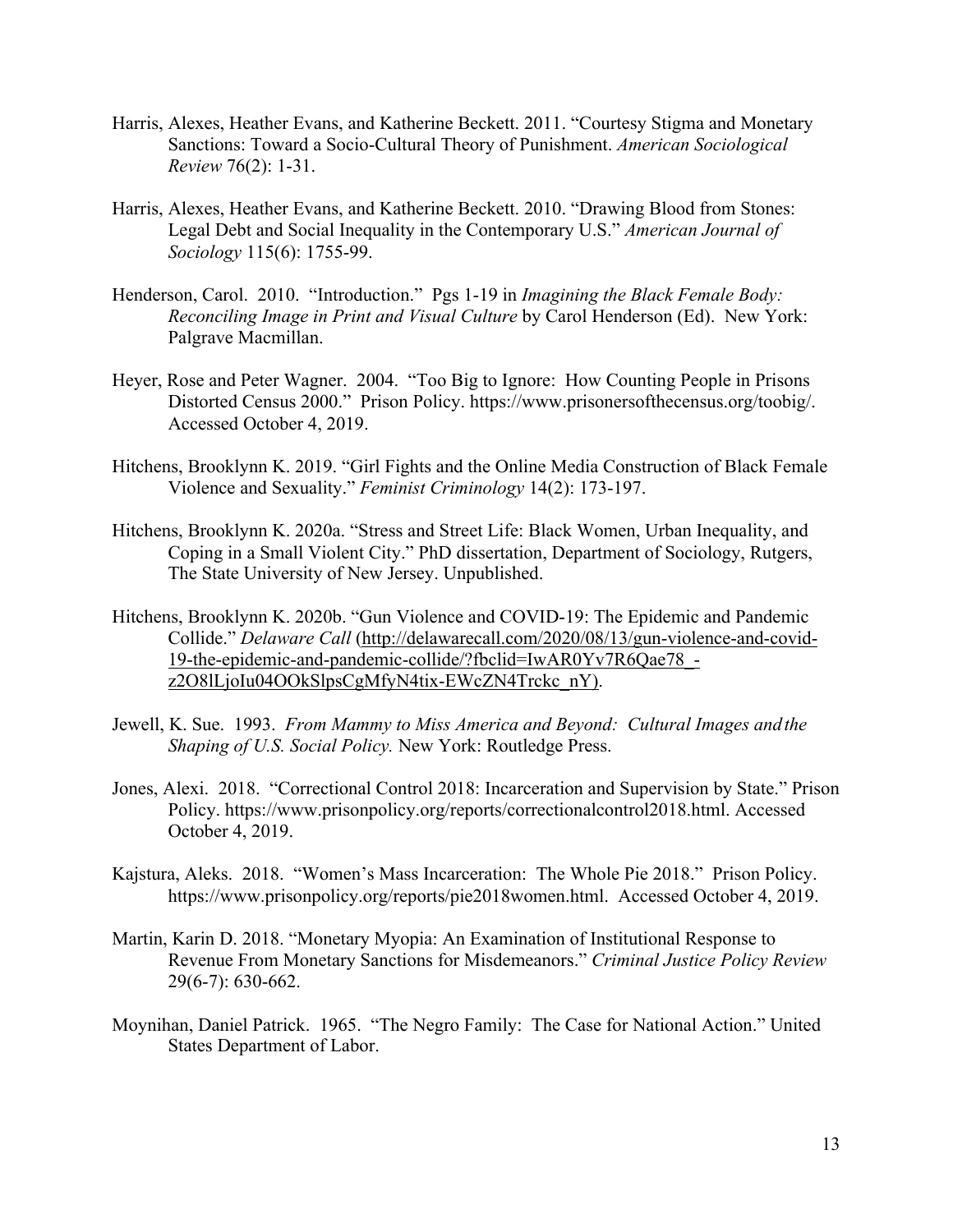Harris, Alexes, Heather Evans, and Katherine Beckett. 2011. "Courtesy Stigma and Monetary Sanctions: Toward a Socio-Cultural Theory of Punishment. *American Sociological Review* 76(2): 1-31.

Harris, Alexes, Heather Evans, and Katherine Beckett. 2010. "Drawing Blood from Stones: Legal Debt and Social Inequality in the Contemporary U.S." *American Journal of Sociology* 115(6): 1755-99.

Henderson, Carol. 2010. "Introduction." Pgs 1-19 in *Imagining the Black Female Body: Reconciling Image in Print and Visual Culture* by Carol Henderson (Ed). New York: Palgrave Macmillan.

Heyer, Rose and Peter Wagner. 2004. "Too Big to Ignore: How Counting People in Prisons Distorted Census 2000." Prison Policy. https://www.prisonersofthecensus.org/toobig/. Accessed October 4, 2019.

Hitchens, Brooklynn K. 2019. "Girl Fights and the Online Media Construction of Black Female Violence and Sexuality." *Feminist Criminology* 14(2): 173-197.

Hitchens, Brooklynn K. 2020a. "Stress and Street Life: Black Women, Urban Inequality, and Coping in a Small Violent City." PhD dissertation, Department of Sociology, Rutgers, The State University of New Jersey. Unpublished.

Hitchens, Brooklynn K. 2020b. "Gun Violence and COVID-19: The Epidemic and Pandemic Collide." *Delaware Call* (http://delawarecall.com/2020/08/13/gun-violence-and-covid-19-the-epidemic-and-pandemic-collide/?fbclid=IwAR0Yv7R6Qae78_-z2O8lLjoIu04OOkSlpsCgMfyN4tix-EWcZN4Trckc_nY).

Jewell, K. Sue. 1993. *From Mammy to Miss America and Beyond: Cultural Images and the Shaping of U.S. Social Policy.* New York: Routledge Press.

Jones, Alexi. 2018. "Correctional Control 2018: Incarceration and Supervision by State." Prison Policy. https://www.prisonpolicy.org/reports/correctionalcontrol2018.html. Accessed October 4, 2019.

Kajstura, Aleks. 2018. "Women's Mass Incarceration: The Whole Pie 2018." Prison Policy. https://www.prisonpolicy.org/reports/pie2018women.html. Accessed October 4, 2019.

Martin, Karin D. 2018. "Monetary Myopia: An Examination of Institutional Response to Revenue From Monetary Sanctions for Misdemeanors." *Criminal Justice Policy Review* 29(6-7): 630-662.

Moynihan, Daniel Patrick. 1965. "The Negro Family: The Case for National Action." United States Department of Labor.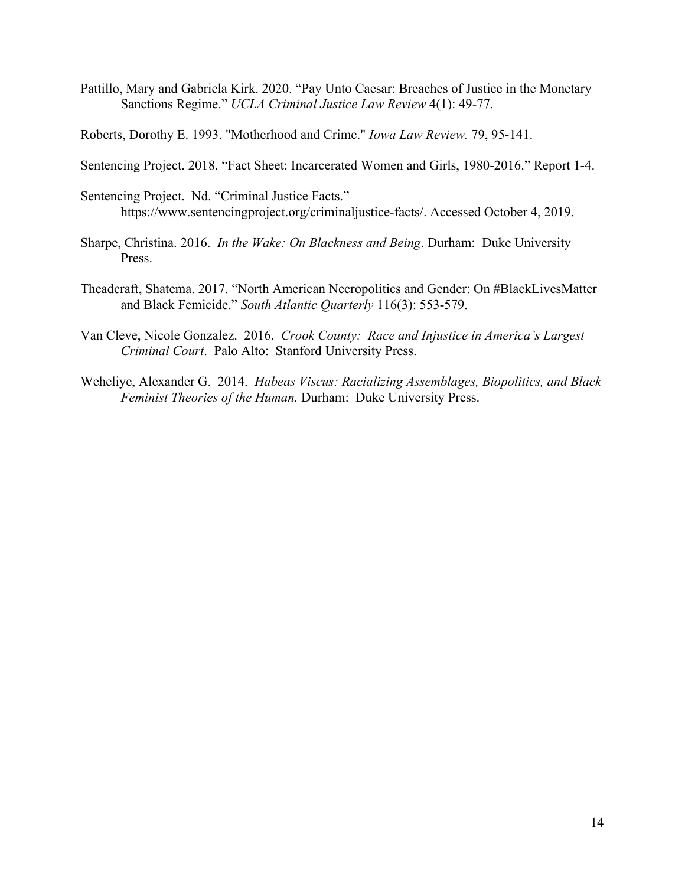Pattillo, Mary and Gabriela Kirk. 2020. "Pay Unto Caesar: Breaches of Justice in the Monetary Sanctions Regime." *UCLA Criminal Justice Law Review* 4(1): 49-77.

Roberts, Dorothy E. 1993. "Motherhood and Crime." *Iowa Law Review.* 79, 95-141.

Sentencing Project. 2018. "Fact Sheet: Incarcerated Women and Girls, 1980-2016." Report 1-4.

Sentencing Project. Nd. "Criminal Justice Facts." https://www.sentencingproject.org/criminaljustice-facts/. Accessed October 4, 2019.

Sharpe, Christina. 2016. *In the Wake: On Blackness and Being*. Durham: Duke University Press.

Theadcraft, Shatema. 2017. "North American Necropolitics and Gender: On #BlackLivesMatter and Black Femicide." *South Atlantic Quarterly* 116(3): 553-579.

Van Cleve, Nicole Gonzalez. 2016. *Crook County: Race and Injustice in America's Largest Criminal Court*. Palo Alto: Stanford University Press.

Weheliye, Alexander G. 2014. *Habeas Viscus: Racializing Assemblages, Biopolitics, and Black Feminist Theories of the Human.* Durham: Duke University Press.